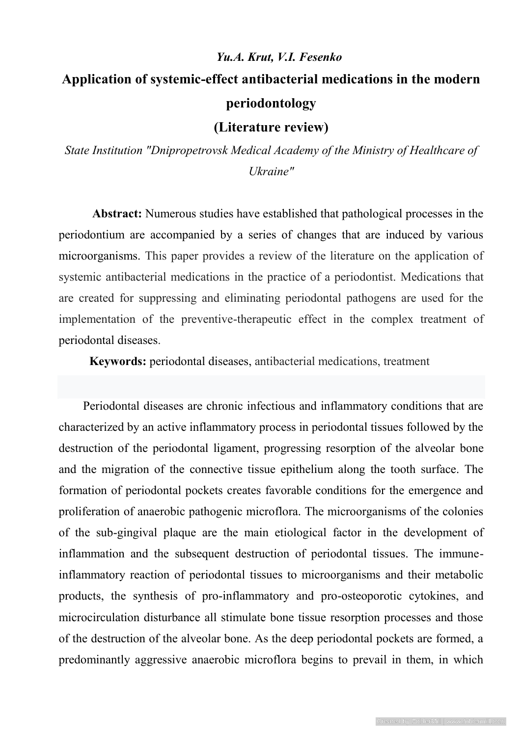***Yu.A. Krut, V.I. Fesenko***

# Application of systemic-effect antibacterial medications in the modern periodontology

## (Literature review)

*State Institution "Dnipropetrovsk Medical Academy of the Ministry of Healthcare of Ukraine"*

**Abstract:** Numerous studies have established that pathological processes in the periodontium are accompanied by a series of changes that are induced by various microorganisms. This paper provides a review of the literature on the application of systemic antibacterial medications in the practice of a periodontist. Medications that are created for suppressing and eliminating periodontal pathogens are used for the implementation of the preventive-therapeutic effect in the complex treatment of periodontal diseases.

**Keywords:** periodontal diseases, antibacterial medications, treatment

Periodontal diseases are chronic infectious and inflammatory conditions that are characterized by an active inflammatory process in periodontal tissues followed by the destruction of the periodontal ligament, progressing resorption of the alveolar bone and the migration of the connective tissue epithelium along the tooth surface. The formation of periodontal pockets creates favorable conditions for the emergence and proliferation of anaerobic pathogenic microflora. The microorganisms of the colonies of the sub-gingival plaque are the main etiological factor in the development of inflammation and the subsequent destruction of periodontal tissues. The immune-inflammatory reaction of periodontal tissues to microorganisms and their metabolic products, the synthesis of pro-inflammatory and pro-osteoporotic cytokines, and microcirculation disturbance all stimulate bone tissue resorption processes and those of the destruction of the alveolar bone. As the deep periodontal pockets are formed, a predominantly aggressive anaerobic microflora begins to prevail in them, in which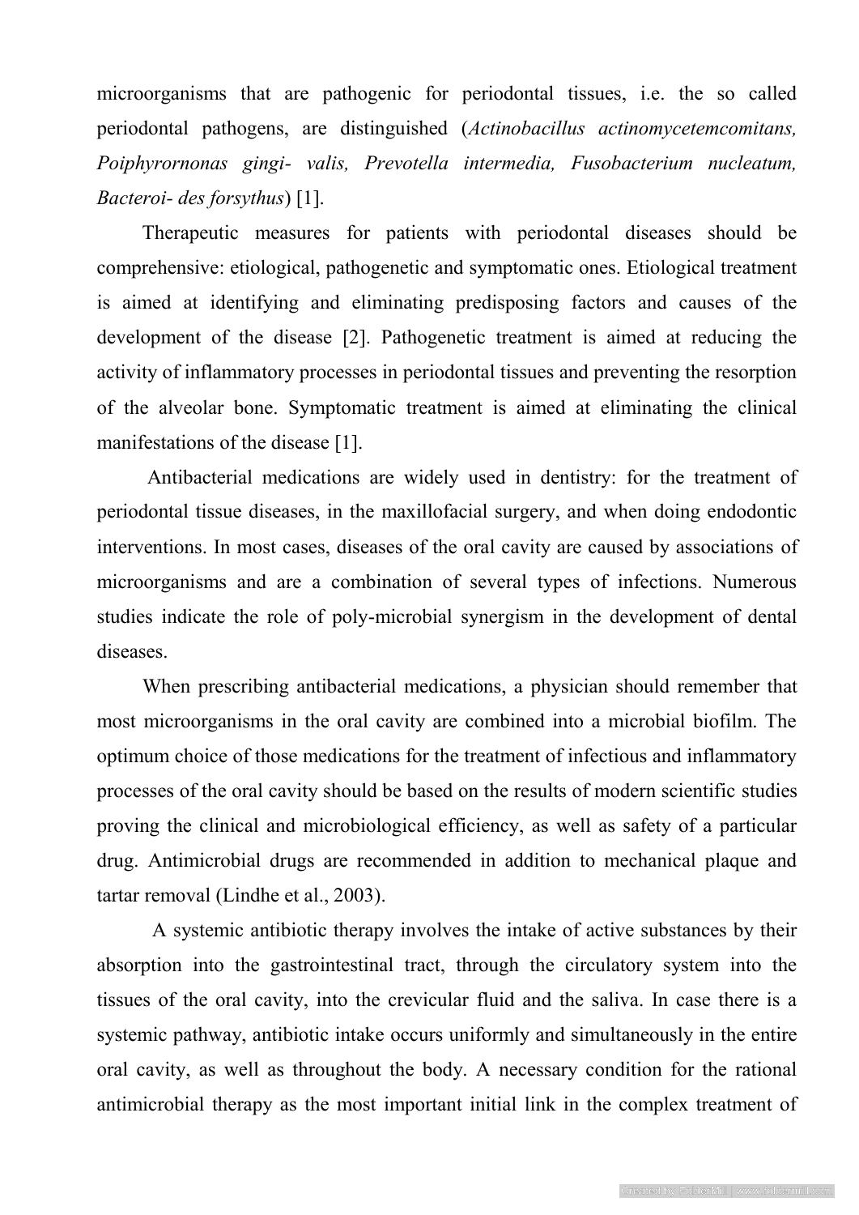microorganisms that are pathogenic for periodontal tissues, i.e. the so called periodontal pathogens, are distinguished (*Actinobacillus actinomycetemcomitans, Poiphyrornonas gingi- valis, Prevotella intermedia, Fusobacterium nucleatum, Bacteroi- des forsythus*) [1].

Therapeutic measures for patients with periodontal diseases should be comprehensive: etiological, pathogenetic and symptomatic ones. Etiological treatment is aimed at identifying and eliminating predisposing factors and causes of the development of the disease [2]. Pathogenetic treatment is aimed at reducing the activity of inflammatory processes in periodontal tissues and preventing the resorption of the alveolar bone. Symptomatic treatment is aimed at eliminating the clinical manifestations of the disease [1].

Antibacterial medications are widely used in dentistry: for the treatment of periodontal tissue diseases, in the maxillofacial surgery, and when doing endodontic interventions. In most cases, diseases of the oral cavity are caused by associations of microorganisms and are a combination of several types of infections. Numerous studies indicate the role of poly-microbial synergism in the development of dental diseases.

When prescribing antibacterial medications, a physician should remember that most microorganisms in the oral cavity are combined into a microbial biofilm. The optimum choice of those medications for the treatment of infectious and inflammatory processes of the oral cavity should be based on the results of modern scientific studies proving the clinical and microbiological efficiency, as well as safety of a particular drug. Antimicrobial drugs are recommended in addition to mechanical plaque and tartar removal (Lindhe et al., 2003).

A systemic antibiotic therapy involves the intake of active substances by their absorption into the gastrointestinal tract, through the circulatory system into the tissues of the oral cavity, into the crevicular fluid and the saliva. In case there is a systemic pathway, antibiotic intake occurs uniformly and simultaneously in the entire oral cavity, as well as throughout the body. A necessary condition for the rational antimicrobial therapy as the most important initial link in the complex treatment of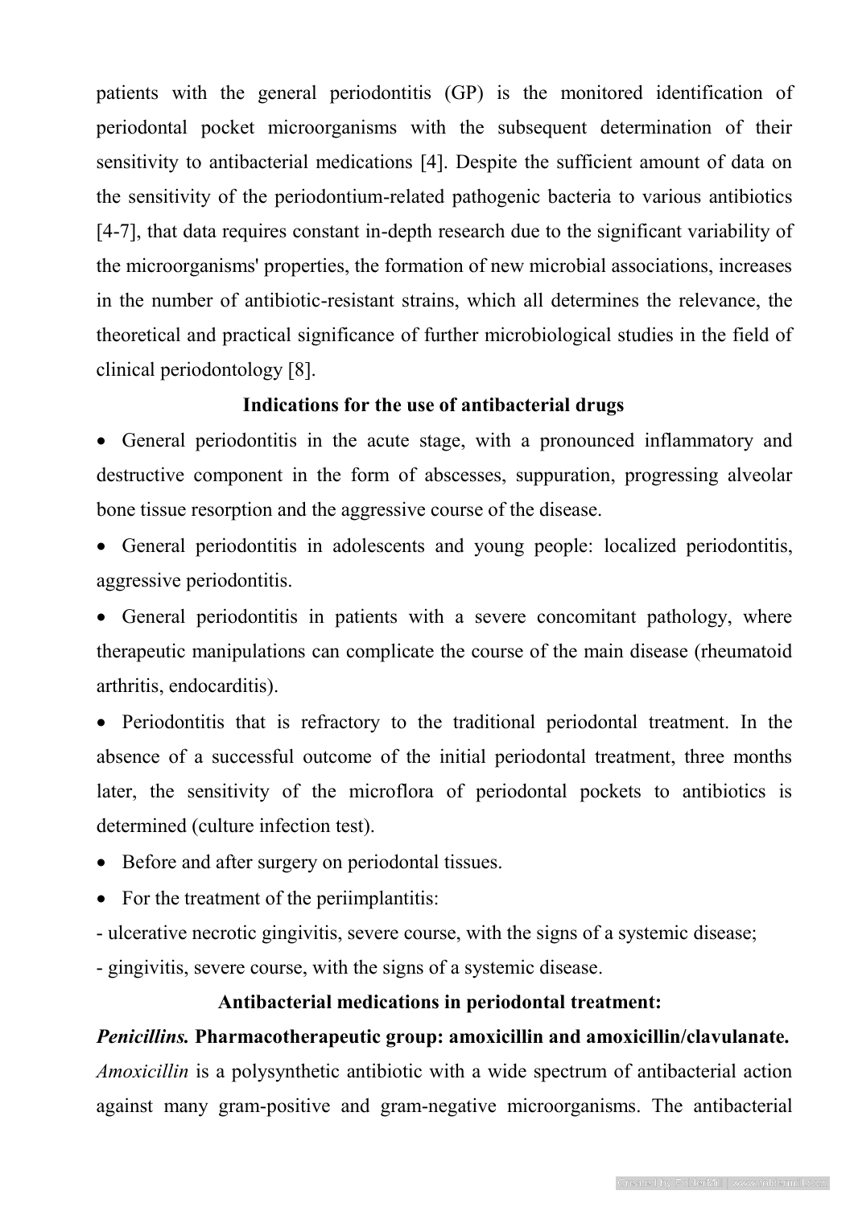patients with the general periodontitis (GP) is the monitored identification of periodontal pocket microorganisms with the subsequent determination of their sensitivity to antibacterial medications [4]. Despite the sufficient amount of data on the sensitivity of the periodontium-related pathogenic bacteria to various antibiotics [4-7], that data requires constant in-depth research due to the significant variability of the microorganisms' properties, the formation of new microbial associations, increases in the number of antibiotic-resistant strains, which all determines the relevance, the theoretical and practical significance of further microbiological studies in the field of clinical periodontology [8].

**Indications for the use of antibacterial drugs**

- General periodontitis in the acute stage, with a pronounced inflammatory and destructive component in the form of abscesses, suppuration, progressing alveolar bone tissue resorption and the aggressive course of the disease.
- General periodontitis in adolescents and young people: localized periodontitis, aggressive periodontitis.
- General periodontitis in patients with a severe concomitant pathology, where therapeutic manipulations can complicate the course of the main disease (rheumatoid arthritis, endocarditis).
- Periodontitis that is refractory to the traditional periodontal treatment. In the absence of a successful outcome of the initial periodontal treatment, three months later, the sensitivity of the microflora of periodontal pockets to antibiotics is determined (culture infection test).
- Before and after surgery on periodontal tissues.
- For the treatment of the periimplantitis:

- ulcerative necrotic gingivitis, severe course, with the signs of a systemic disease;
- gingivitis, severe course, with the signs of a systemic disease.

**Antibacterial medications in periodontal treatment:**

***Penicillins.*** **Pharmacotherapeutic group: amoxicillin and amoxicillin/clavulanate.**

*Amoxicillin* is a polysynthetic antibiotic with a wide spectrum of antibacterial action against many gram-positive and gram-negative microorganisms. The antibacterial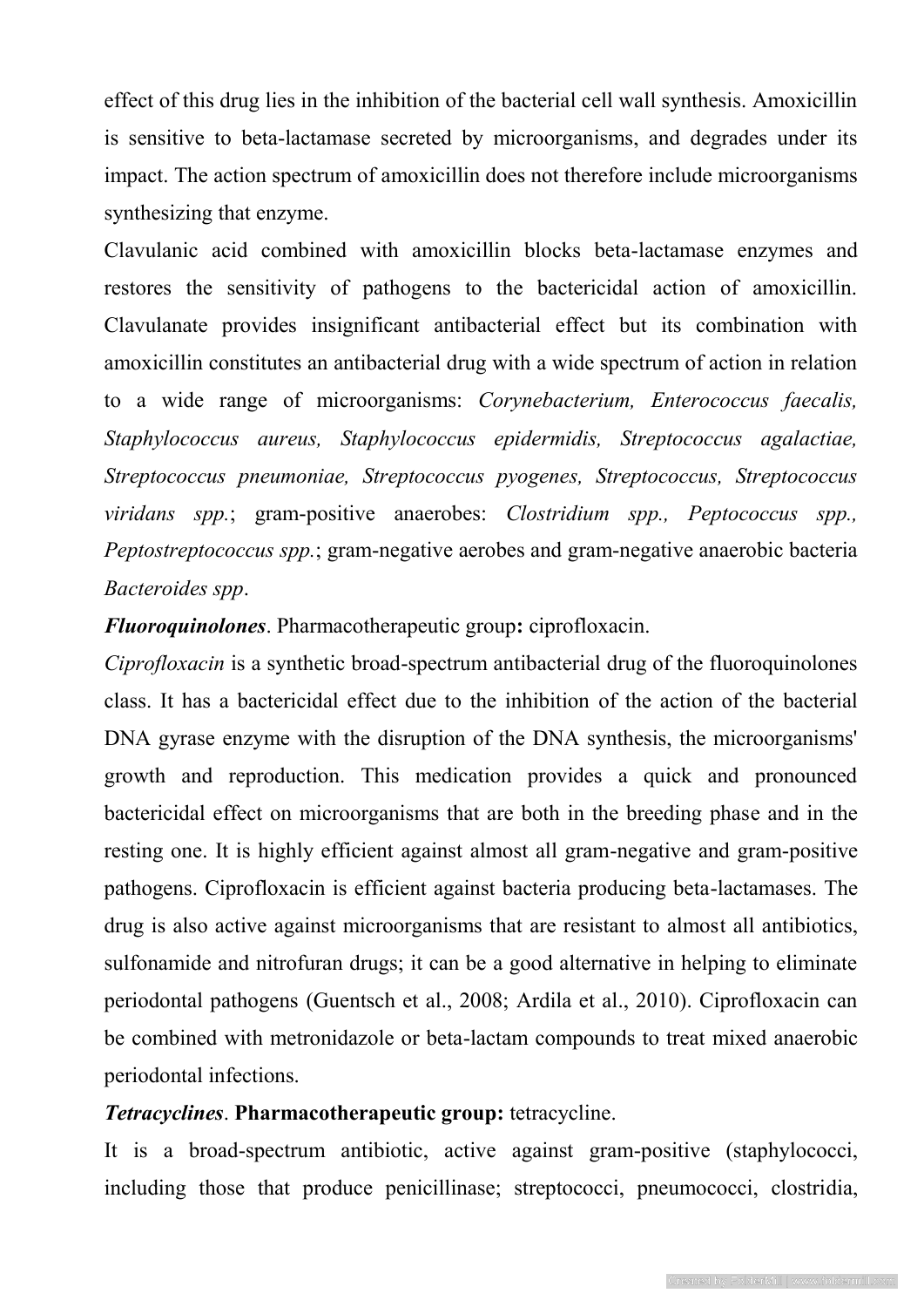effect of this drug lies in the inhibition of the bacterial cell wall synthesis. Amoxicillin is sensitive to beta-lactamase secreted by microorganisms, and degrades under its impact. The action spectrum of amoxicillin does not therefore include microorganisms synthesizing that enzyme.

Clavulanic acid combined with amoxicillin blocks beta-lactamase enzymes and restores the sensitivity of pathogens to the bactericidal action of amoxicillin. Clavulanate provides insignificant antibacterial effect but its combination with amoxicillin constitutes an antibacterial drug with a wide spectrum of action in relation to a wide range of microorganisms: *Corynebacterium, Enterococcus faecalis, Staphylococcus aureus, Staphylococcus epidermidis, Streptococcus agalactiae, Streptococcus pneumoniae, Streptococcus pyogenes, Streptococcus, Streptococcus viridans spp.*; gram-positive anaerobes: *Clostridium spp., Peptococcus spp., Peptostreptococcus spp.*; gram-negative aerobes and gram-negative anaerobic bacteria *Bacteroides spp*.

***Fluoroquinolones***. Pharmacotherapeutic group**:** ciprofloxacin.

*Ciprofloxacin* is a synthetic broad-spectrum antibacterial drug of the fluoroquinolones class. It has a bactericidal effect due to the inhibition of the action of the bacterial DNA gyrase enzyme with the disruption of the DNA synthesis, the microorganisms' growth and reproduction. This medication provides a quick and pronounced bactericidal effect on microorganisms that are both in the breeding phase and in the resting one. It is highly efficient against almost all gram-negative and gram-positive pathogens. Ciprofloxacin is efficient against bacteria producing beta-lactamases. The drug is also active against microorganisms that are resistant to almost all antibiotics, sulfonamide and nitrofuran drugs; it can be a good alternative in helping to eliminate periodontal pathogens (Guentsch et al., 2008; Ardila et al., 2010). Ciprofloxacin can be combined with metronidazole or beta-lactam compounds to treat mixed anaerobic periodontal infections.

***Tetracyclines***. **Pharmacotherapeutic group:** tetracycline.

It is a broad-spectrum antibiotic, active against gram-positive (staphylococci, including those that produce penicillinase; streptococci, pneumococci, clostridia,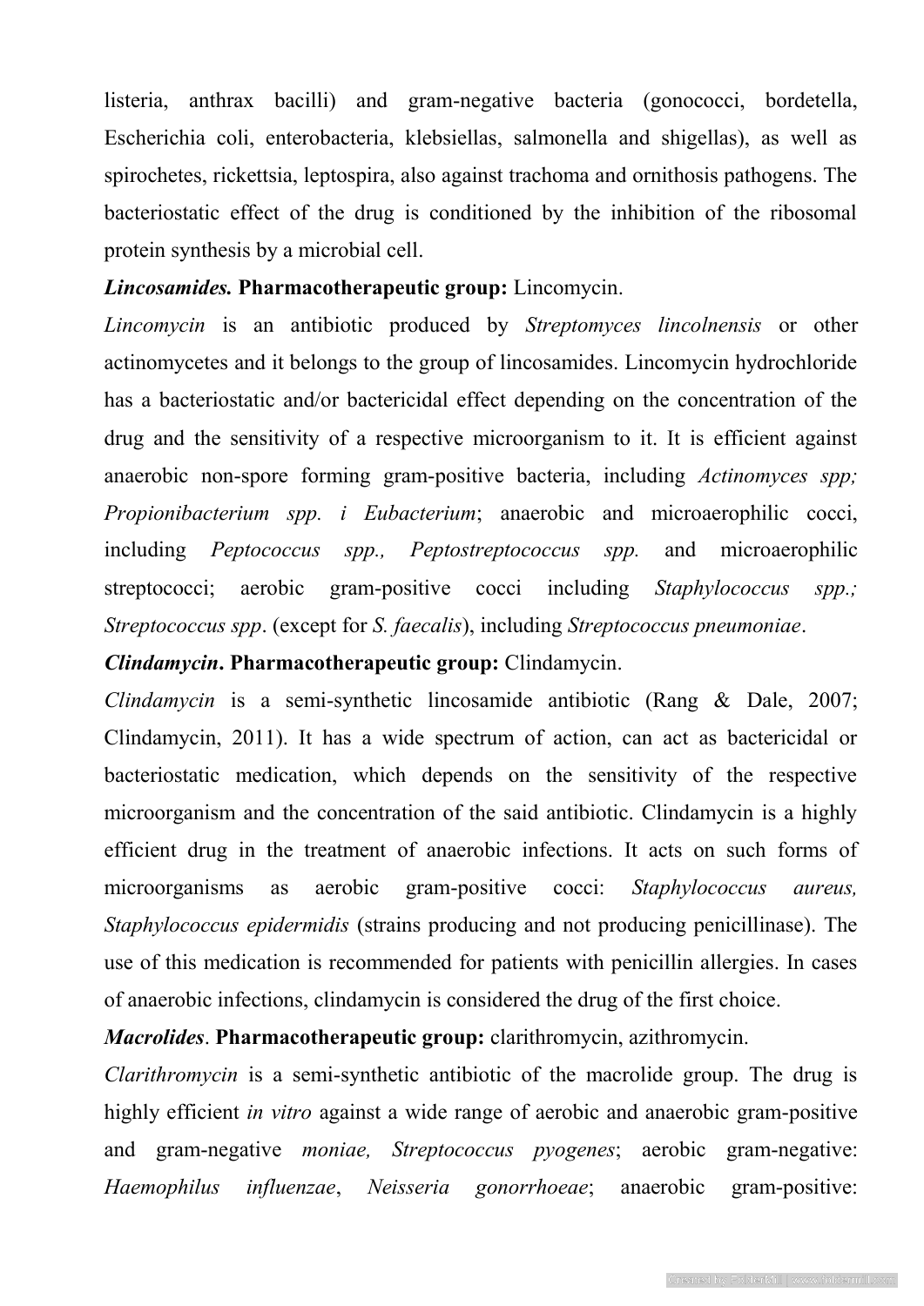listeria, anthrax bacilli) and gram-negative bacteria (gonococci, bordetella, Escherichia coli, enterobacteria, klebsiellas, salmonella and shigellas), as well as spirochetes, rickettsia, leptospira, also against trachoma and ornithosis pathogens. The bacteriostatic effect of the drug is conditioned by the inhibition of the ribosomal protein synthesis by a microbial cell.

***Lincosamides.*** **Pharmacotherapeutic group:** Lincomycin.

*Lincomycin* is an antibiotic produced by *Streptomyces lincolnensis* or other actinomycetes and it belongs to the group of lincosamides. Lincomycin hydrochloride has a bacteriostatic and/or bactericidal effect depending on the concentration of the drug and the sensitivity of a respective microorganism to it. It is efficient against anaerobic non-spore forming gram-positive bacteria, including *Actinomyces spp; Propionibacterium spp. i Eubacterium*; anaerobic and microaerophilic cocci, including *Peptococcus spp., Peptostreptococcus spp.* and microaerophilic streptococci; aerobic gram-positive cocci including *Staphylococcus spp.; Streptococcus spp*. (except for *S. faecalis*), including *Streptococcus pneumoniae*.

***Clindamycin*****. Pharmacotherapeutic group:** Clindamycin.

*Clindamycin* is a semi-synthetic lincosamide antibiotic (Rang & Dale, 2007; Clindamycin, 2011). It has a wide spectrum of action, can act as bactericidal or bacteriostatic medication, which depends on the sensitivity of the respective microorganism and the concentration of the said antibiotic. Clindamycin is a highly efficient drug in the treatment of anaerobic infections. It acts on such forms of microorganisms as aerobic gram-positive cocci: *Staphylococcus aureus, Staphylococcus epidermidis* (strains producing and not producing penicillinase). The use of this medication is recommended for patients with penicillin allergies. In cases of anaerobic infections, clindamycin is considered the drug of the first choice.

***Macrolides***. **Pharmacotherapeutic group:** clarithromycin, azithromycin.

*Clarithromycin* is a semi-synthetic antibiotic of the macrolide group. The drug is highly efficient *in vitro* against a wide range of aerobic and anaerobic gram-positive and gram-negative *moniae, Streptococcus pyogenes*; aerobic gram-negative: *Haemophilus influenzae*, *Neisseria gonorrhoeae*; anaerobic gram-positive: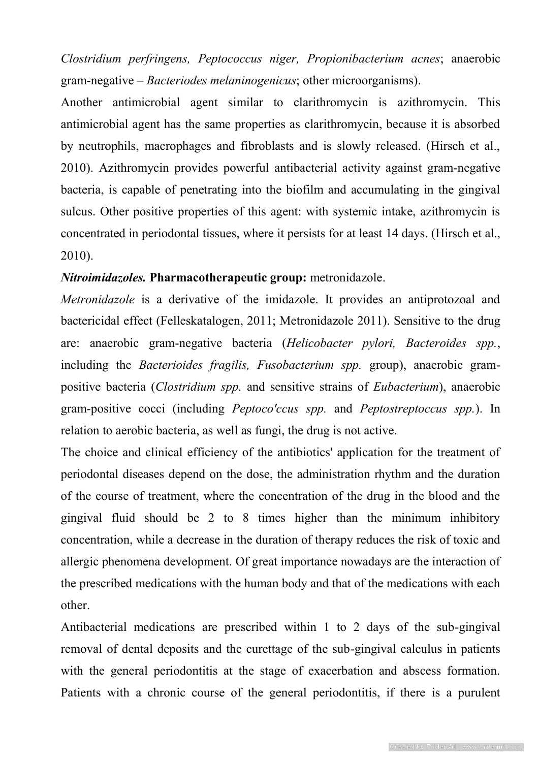*Clostridium perfringens, Peptococcus niger, Propionibacterium acnes*; anaerobic gram-negative – *Bacteriodes melaninogenicus*; other microorganisms).

Another antimicrobial agent similar to clarithromycin is azithromycin. This antimicrobial agent has the same properties as clarithromycin, because it is absorbed by neutrophils, macrophages and fibroblasts and is slowly released. (Hirsch et al., 2010). Azithromycin provides powerful antibacterial activity against gram-negative bacteria, is capable of penetrating into the biofilm and accumulating in the gingival sulcus. Other positive properties of this agent: with systemic intake, azithromycin is concentrated in periodontal tissues, where it persists for at least 14 days. (Hirsch et al., 2010).

***Nitroimidazoles.*** **Pharmacotherapeutic group:** metronidazole.

*Metronidazole* is a derivative of the imidazole. It provides an antiprotozoal and bactericidal effect (Felleskatalogen, 2011; Metronidazole 2011). Sensitive to the drug are: anaerobic gram-negative bacteria (*Helicobacter pylori, Bacteroides spp.*, including the *Bacterioides fragilis, Fusobacterium spp.* group), anaerobic gram-positive bacteria (*Clostridium spp.* and sensitive strains of *Eubacterium*), anaerobic gram-positive cocci (including *Peptoco'ccus spp.* and *Peptostreptoccus spp.*). In relation to aerobic bacteria, as well as fungi, the drug is not active.

The choice and clinical efficiency of the antibiotics' application for the treatment of periodontal diseases depend on the dose, the administration rhythm and the duration of the course of treatment, where the concentration of the drug in the blood and the gingival fluid should be 2 to 8 times higher than the minimum inhibitory concentration, while a decrease in the duration of therapy reduces the risk of toxic and allergic phenomena development. Of great importance nowadays are the interaction of the prescribed medications with the human body and that of the medications with each other.

Antibacterial medications are prescribed within 1 to 2 days of the sub-gingival removal of dental deposits and the curettage of the sub-gingival calculus in patients with the general periodontitis at the stage of exacerbation and abscess formation. Patients with a chronic course of the general periodontitis, if there is a purulent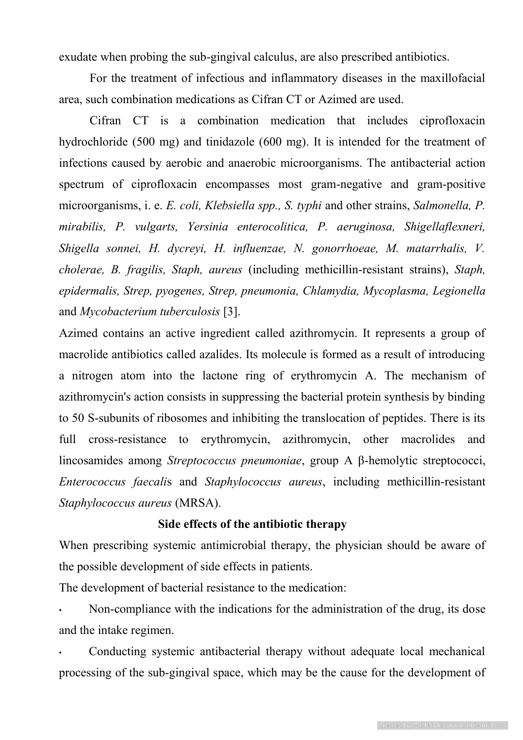exudate when probing the sub-gingival calculus, are also prescribed antibiotics.

For the treatment of infectious and inflammatory diseases in the maxillofacial area, such combination medications as Cifran CT or Azimed are used.

Cifran CT is a combination medication that includes ciprofloxacin hydrochloride (500 mg) and tinidazole (600 mg). It is intended for the treatment of infections caused by aerobic and anaerobic microorganisms. The antibacterial action spectrum of ciprofloxacin encompasses most gram-negative and gram-positive microorganisms, i. e. *E. coli, Klebsiella spp., S. typhi* and other strains, *Salmonella, P. mirabilis, P. vulgarts, Yersinia enterocolitica, P. aeruginosa, Shigellaflexneri, Shigella sonnei, H. dycreyi, H. influenzae, N. gonorrhoeae, M. matarrhalis, V. cholerae, B. fragilis, Staph, aureus* (including methicillin-resistant strains), *Staph, epidermalis, Strep, pyogenes, Strep, pneumonia, Chlamydia, Mycoplasma, Legionella* and *Mycobacterium tuberculosis* [3].

Azimed contains an active ingredient called azithromycin. It represents a group of macrolide antibiotics called azalides. Its molecule is formed as a result of introducing a nitrogen atom into the lactone ring of erythromycin A. The mechanism of azithromycin's action consists in suppressing the bacterial protein synthesis by binding to 50 S-subunits of ribosomes and inhibiting the translocation of peptides. There is its full cross-resistance to erythromycin, azithromycin, other macrolides and lincosamides among *Streptococcus pneumoniae*, group A β-hemolytic streptococci, *Enterococcus faecalis* and *Staphylococcus aureus*, including methicillin-resistant *Staphylococcus aureus* (MRSA).

## Side effects of the antibiotic therapy

When prescribing systemic antimicrobial therapy, the physician should be aware of the possible development of side effects in patients.

The development of bacterial resistance to the medication:

- Non-compliance with the indications for the administration of the drug, its dose and the intake regimen.
- Conducting systemic antibacterial therapy without adequate local mechanical processing of the sub-gingival space, which may be the cause for the development of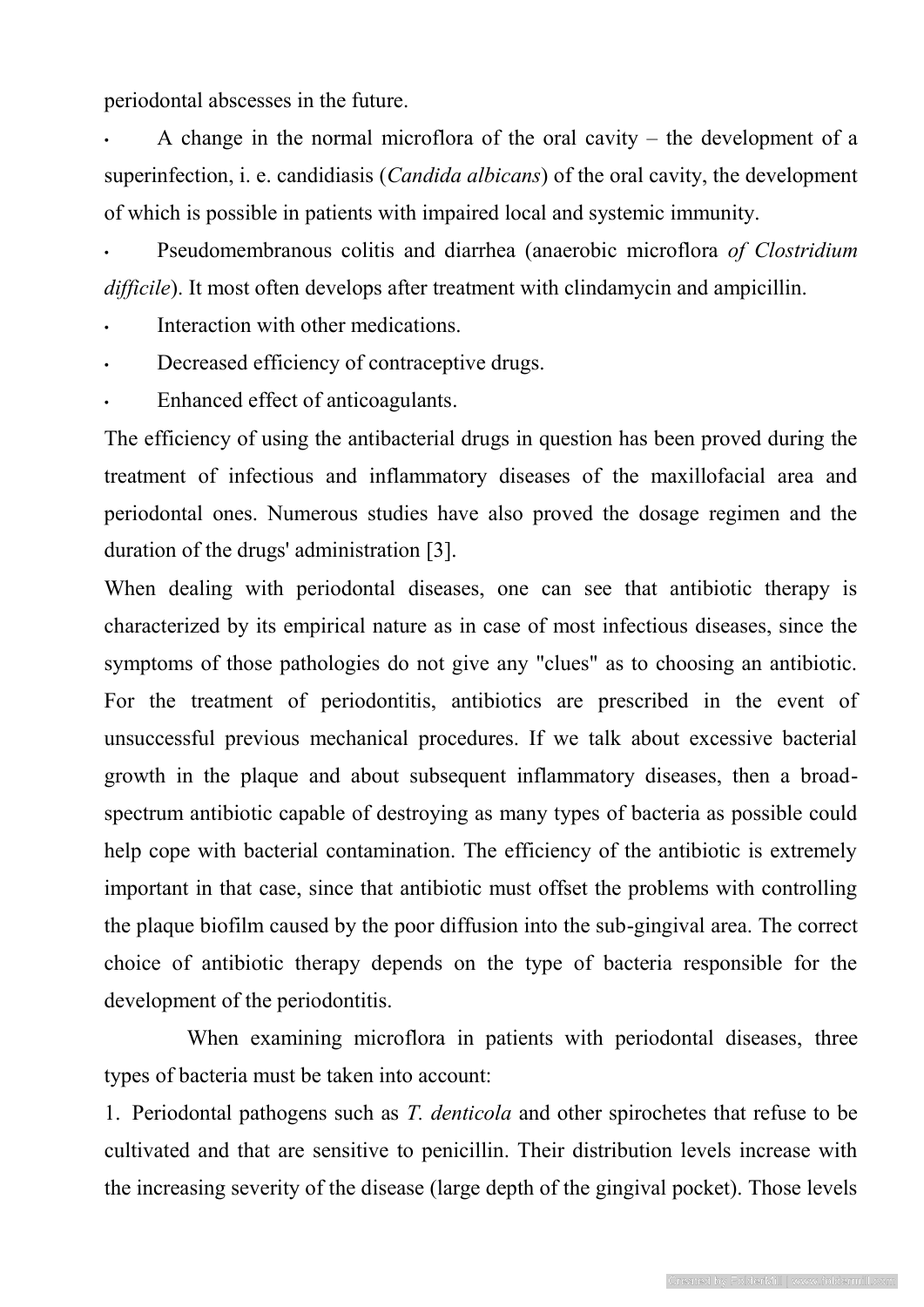periodontal abscesses in the future.

- A change in the normal microflora of the oral cavity – the development of a superinfection, i. e. candidiasis (*Candida albicans*) of the oral cavity, the development of which is possible in patients with impaired local and systemic immunity.
- Pseudomembranous colitis and diarrhea (anaerobic microflora *of Clostridium difficile*). It most often develops after treatment with clindamycin and ampicillin.
- Interaction with other medications.
- Decreased efficiency of contraceptive drugs.
- Enhanced effect of anticoagulants.

The efficiency of using the antibacterial drugs in question has been proved during the treatment of infectious and inflammatory diseases of the maxillofacial area and periodontal ones. Numerous studies have also proved the dosage regimen and the duration of the drugs' administration [3].

When dealing with periodontal diseases, one can see that antibiotic therapy is characterized by its empirical nature as in case of most infectious diseases, since the symptoms of those pathologies do not give any "clues" as to choosing an antibiotic. For the treatment of periodontitis, antibiotics are prescribed in the event of unsuccessful previous mechanical procedures. If we talk about excessive bacterial growth in the plaque and about subsequent inflammatory diseases, then a broad-spectrum antibiotic capable of destroying as many types of bacteria as possible could help cope with bacterial contamination. The efficiency of the antibiotic is extremely important in that case, since that antibiotic must offset the problems with controlling the plaque biofilm caused by the poor diffusion into the sub-gingival area. The correct choice of antibiotic therapy depends on the type of bacteria responsible for the development of the periodontitis.

When examining microflora in patients with periodontal diseases, three types of bacteria must be taken into account:

1. Periodontal pathogens such as *T. denticola* and other spirochetes that refuse to be cultivated and that are sensitive to penicillin. Their distribution levels increase with the increasing severity of the disease (large depth of the gingival pocket). Those levels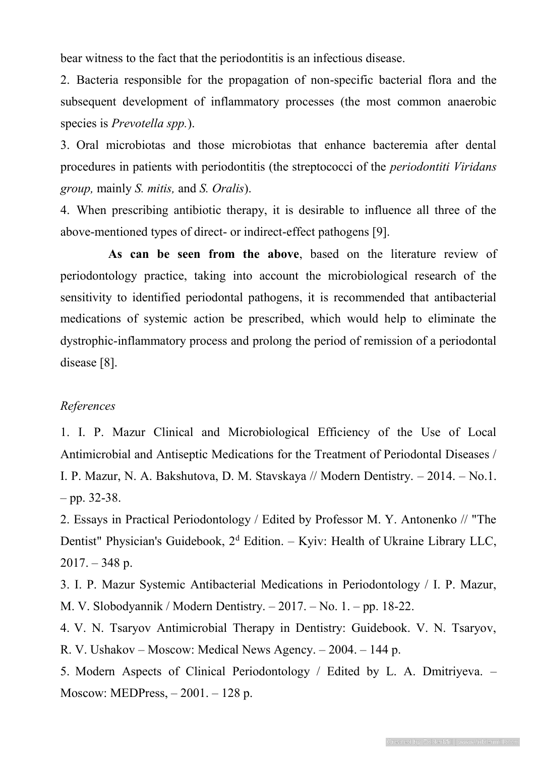bear witness to the fact that the periodontitis is an infectious disease.

2. Bacteria responsible for the propagation of non-specific bacterial flora and the subsequent development of inflammatory processes (the most common anaerobic species is *Prevotella spp.*).

3. Oral microbiotas and those microbiotas that enhance bacteremia after dental procedures in patients with periodontitis (the streptococci of the *periodontiti Viridans group,* mainly *S. mitis,* and *S. Oralis*).

4. When prescribing antibiotic therapy, it is desirable to influence all three of the above-mentioned types of direct- or indirect-effect pathogens [9].

**As can be seen from the above**, based on the literature review of periodontology practice, taking into account the microbiological research of the sensitivity to identified periodontal pathogens, it is recommended that antibacterial medications of systemic action be prescribed, which would help to eliminate the dystrophic-inflammatory process and prolong the period of remission of a periodontal disease [8].

*References*

1. I. P. Mazur Clinical and Microbiological Efficiency of the Use of Local Antimicrobial and Antiseptic Medications for the Treatment of Periodontal Diseases / I. P. Mazur, N. A. Bakshutova, D. M. Stavskaya // Modern Dentistry. – 2014. – No.1. – pp. 32-38.

2. Essays in Practical Periodontology / Edited by Professor M. Y. Antonenko // "The Dentist" Physician's Guidebook, 2d Edition. – Kyiv: Health of Ukraine Library LLC, 2017. – 348 p.

3. I. P. Mazur Systemic Antibacterial Medications in Periodontology / I. P. Mazur, M. V. Slobodyannik / Modern Dentistry. – 2017. – No. 1. – pp. 18-22.

4. V. N. Tsaryov Antimicrobial Therapy in Dentistry: Guidebook. V. N. Tsaryov, R. V. Ushakov – Moscow: Medical News Agency. – 2004. – 144 p.

5. Modern Aspects of Clinical Periodontology / Edited by L. A. Dmitriyeva. – Moscow: MEDPress, – 2001. – 128 p.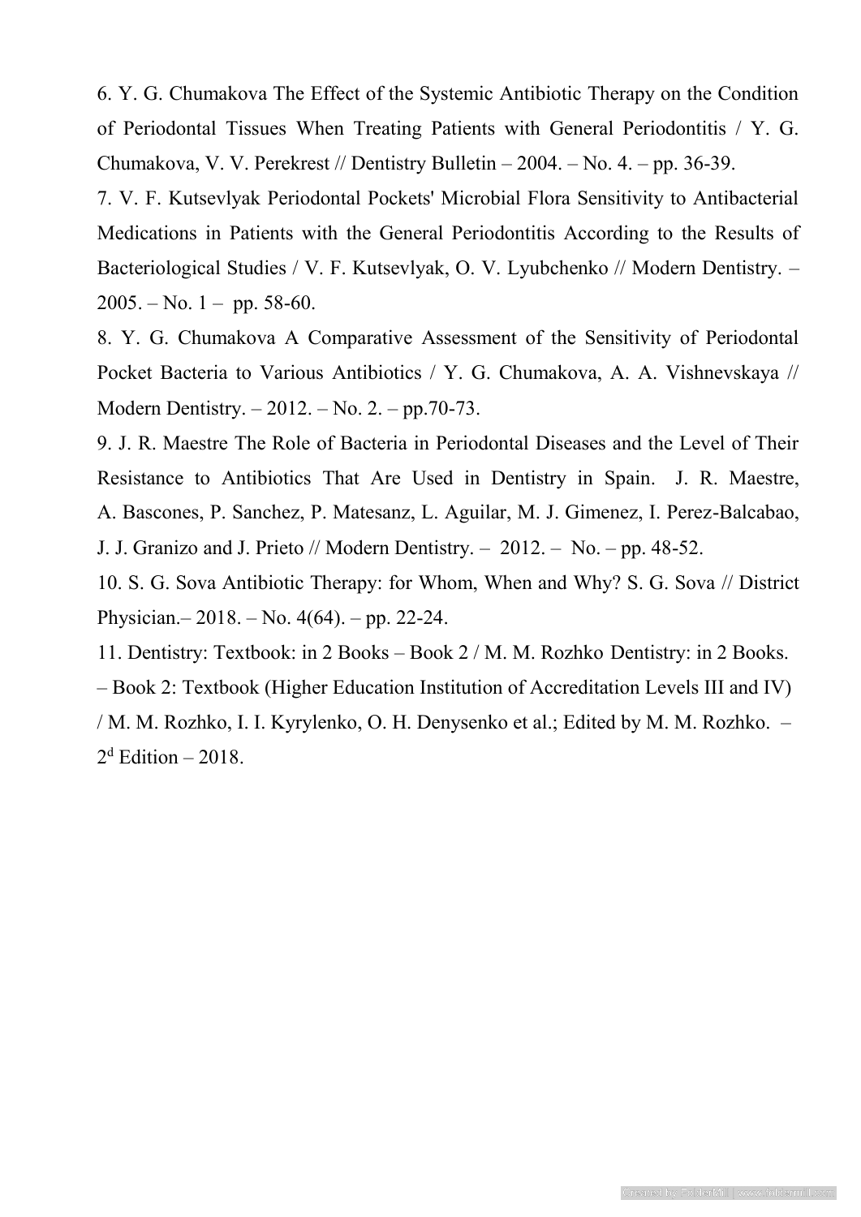6. Y. G. Chumakova The Effect of the Systemic Antibiotic Therapy on the Condition of Periodontal Tissues When Treating Patients with General Periodontitis / Y. G. Chumakova, V. V. Perekrest // Dentistry Bulletin – 2004. – No. 4. – pp. 36-39.

7. V. F. Kutsevlyak Periodontal Pockets' Microbial Flora Sensitivity to Antibacterial Medications in Patients with the General Periodontitis According to the Results of Bacteriological Studies / V. F. Kutsevlyak, O. V. Lyubchenko // Modern Dentistry. – 2005. – No. 1 – pp. 58-60.

8. Y. G. Chumakova A Comparative Assessment of the Sensitivity of Periodontal Pocket Bacteria to Various Antibiotics / Y. G. Chumakova, A. A. Vishnevskaya // Modern Dentistry. – 2012. – No. 2. – pp.70-73.

9. J. R. Maestre The Role of Bacteria in Periodontal Diseases and the Level of Their Resistance to Antibiotics That Are Used in Dentistry in Spain. J. R. Maestre, A. Bascones, P. Sanchez, P. Matesanz, L. Aguilar, M. J. Gimenez, I. Perez-Balcabao, J. J. Granizo and J. Prieto // Modern Dentistry. – 2012. – No. – pp. 48-52.

10. S. G. Sova Antibiotic Therapy: for Whom, When and Why? S. G. Sova // District Physician.– 2018. – No. 4(64). – pp. 22-24.

11. Dentistry: Textbook: in 2 Books – Book 2 / M. M. Rozhko Dentistry: in 2 Books. – Book 2: Textbook (Higher Education Institution of Accreditation Levels III and IV) / M. M. Rozhko, I. I. Kyrylenko, O. H. Denysenko et al.; Edited by M. M. Rozhko. – 2d Edition – 2018.